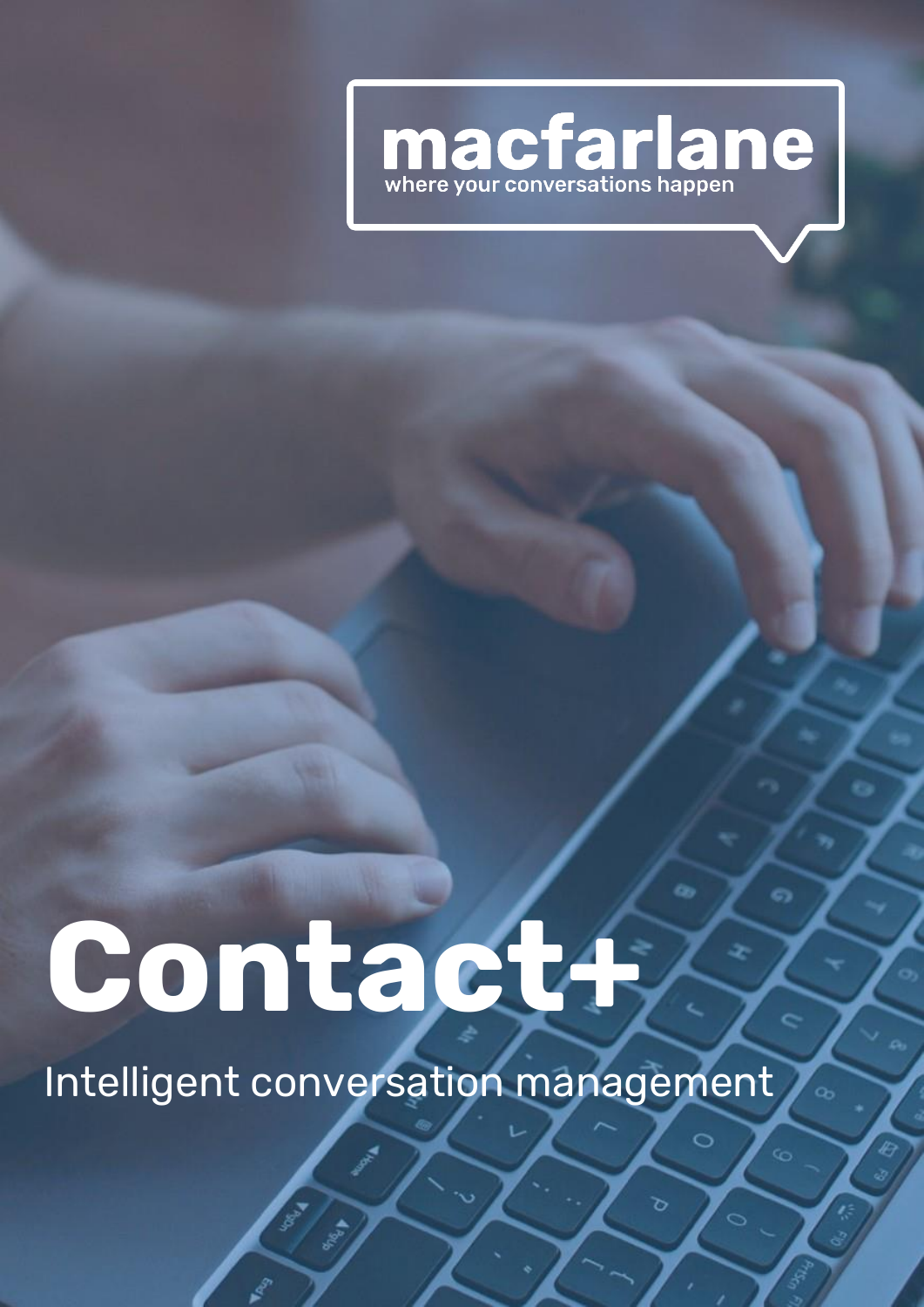macfarlane

where your conversations happen

# Contact+

Intelligent conversation management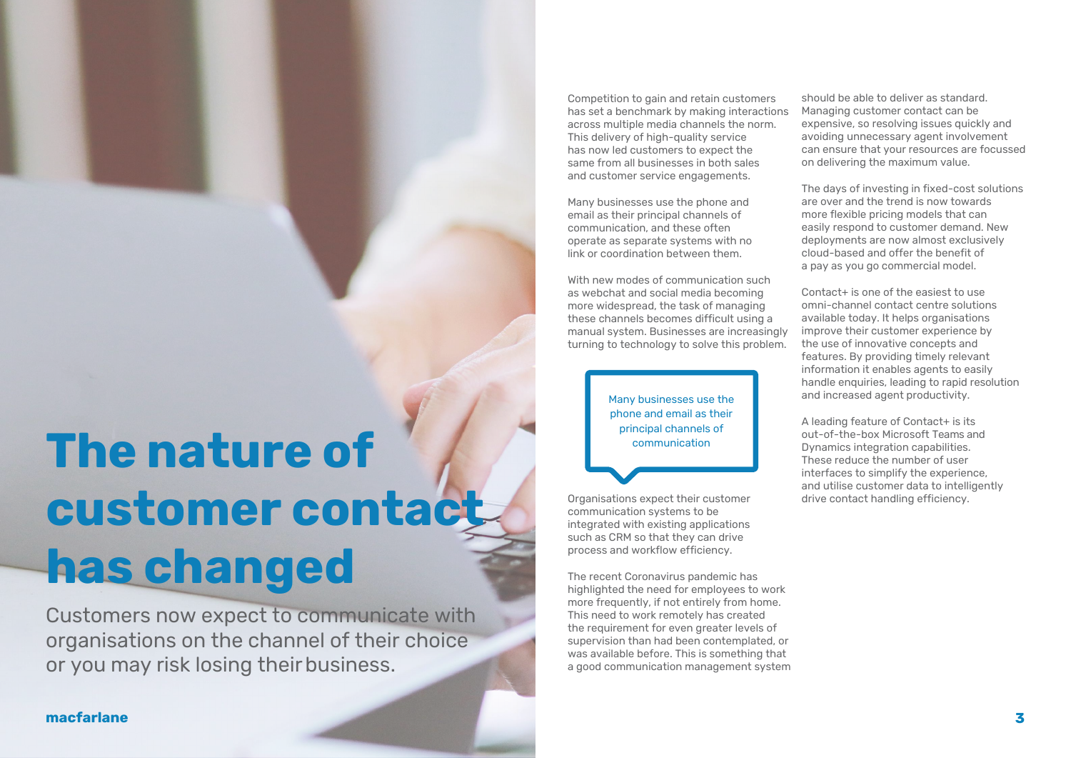# The nature of customer contact has changed

Customers now expect to communicate with organisations on the channel of their choice or you may risk losing their business.

Competition to gain and retain customers has set a benchmark by making interactions across multiple media channels the norm. This delivery of high-quality service has now led customers to expect the same from all businesses in both sales and customer service engagements.

Many businesses use the phone and email as their principal channels of communication, and these often operate as separate systems with no link or coordination between them.

With new modes of communication such as webchat and social media becoming more widespread, the task of managing these channels becomes difficult using a manual system. Businesses are increasingly turning to technology to solve this problem.

> Many businesses use the phone and email as their principal channels of communication

Organisations expect their customer communication systems to be integrated with existing applications such as CRM so that they can drive process and workflow efficiency.

The recent Coronavirus pandemic has highlighted the need for employees to work more frequently, if not entirely from home. This need to work remotely has created the requirement for even greater levels of supervision than had been contemplated, or was available before. This is something that a good communication management system should be able to deliver as standard. Managing customer contact can be expensive, so resolving issues quickly and avoiding unnecessary agent involvement can ensure that your resources are focussed on delivering the maximum value.

The days of investing in fixed-cost solutions are over and the trend is now towards more flexible pricing models that can easily respond to customer demand. New deployments are now almost exclusively cloud-based and offer the benefit of a pay as you go commercial model.

Contact+ is one of the easiest to use omni-channel contact centre solutions available today. It helps organisations improve their customer experience by the use of innovative concepts and features. By providing timely relevant information it enables agents to easily handle enquiries, leading to rapid resolution and increased agent productivity.

A leading feature of Contact+ is its out-of-the-box Microsoft Teams and Dynamics integration capabilities. These reduce the number of user interfaces to simplify the experience, and utilise customer data to intelligently drive contact handling efficiency.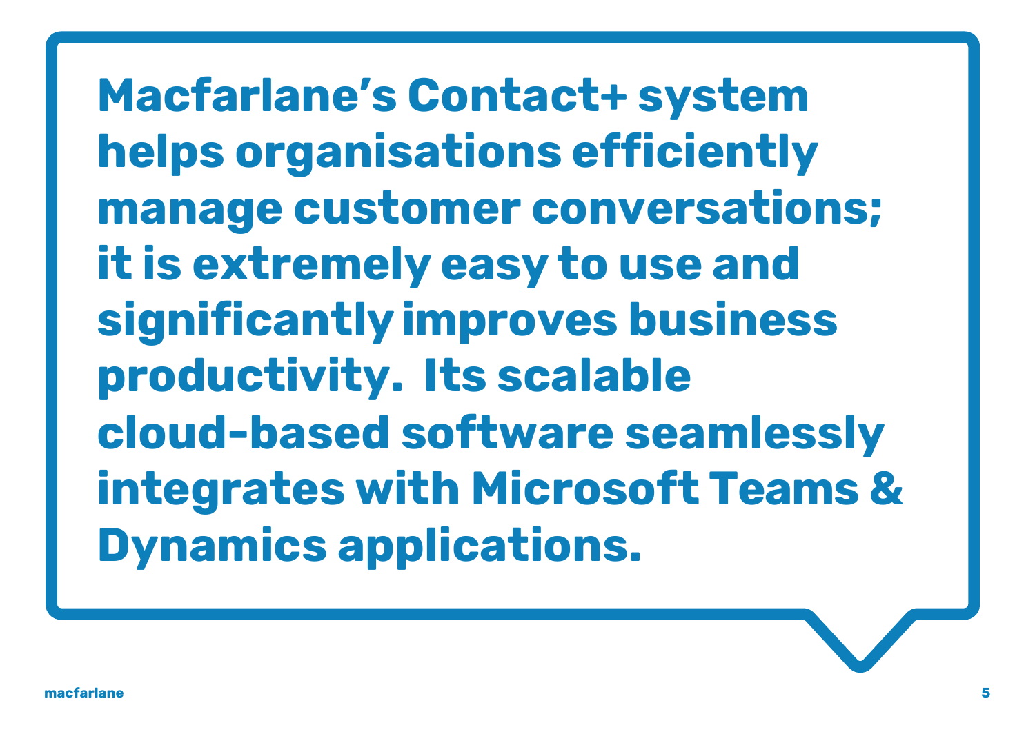**Macfarlane's Contact+ system helps organisations efficiently manage customer conversations; it is extremely easy to use and significantly improves business productivity. Its scalable cloud-based software seamlessly integrates with Microsoft Teams & Dynamics applications.**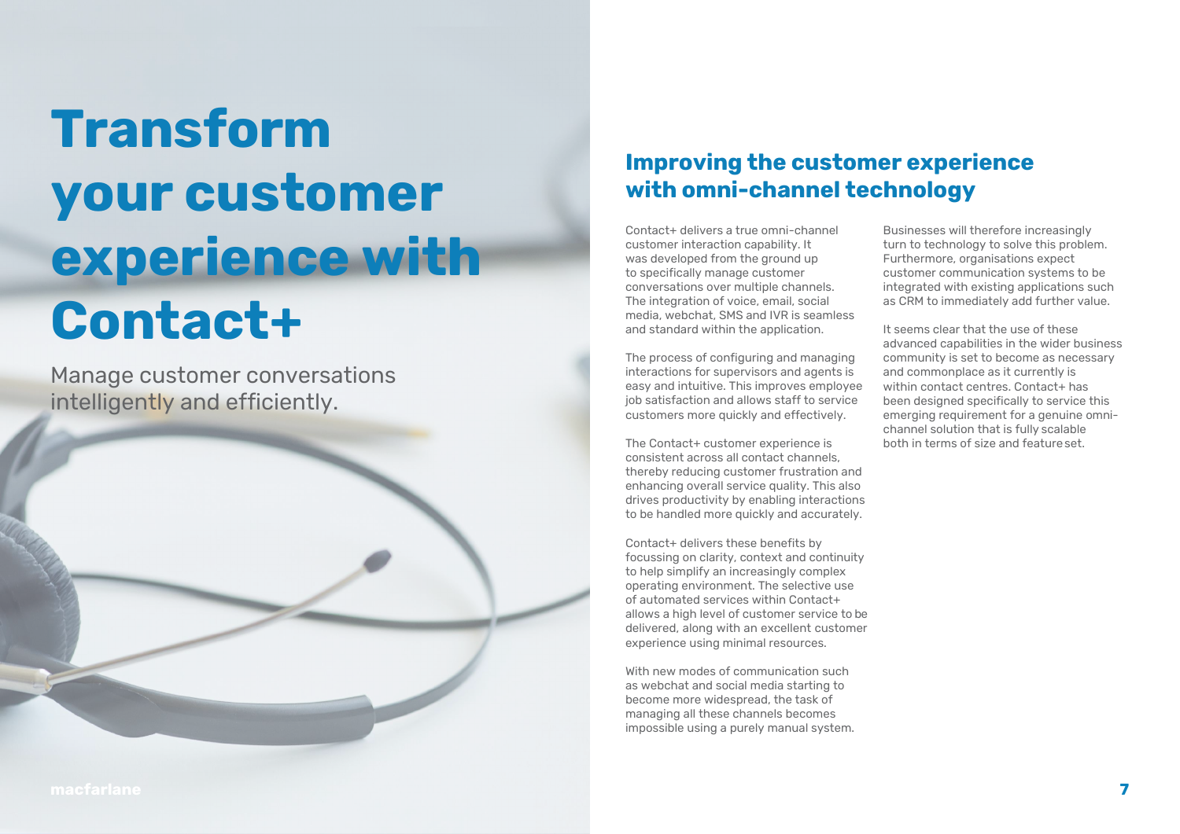# Transform your customer experience with Contact+

Manage customer conversations intelligently and efficiently.

## Improving the customer experience with omni-channel technology

Contact+ delivers a true omni-channel customer interaction capability. It was developed from the ground up to specifically manage customer conversations over multiple channels. The integration of voice, email, social media, webchat, SMS and IVR is seamless and standard within the application.

The process of configuring and managing interactions for supervisors and agents is easy and intuitive. This improves employee job satisfaction and allows staff to service customers more quickly and effectively.

The Contact+ customer experience is consistent across all contact channels, thereby reducing customer frustration and enhancing overall service quality. This also drives productivity by enabling interactions to be handled more quickly and accurately.

Contact+ delivers these benefits by focussing on clarity, context and continuity to help simplify an increasingly complex operating environment. The selective use of automated services within Contact+ allows a high level of customer service to be delivered, along with an excellent customer experience using minimal resources.

With new modes of communication such as webchat and social media starting to become more widespread, the task of managing all these channels becomes impossible using a purely manual system. Businesses will therefore increasingly turn to technology to solve this problem. Furthermore, organisations expect customer communication systems to be integrated with existing applications such as CRM to immediately add further value.

It seems clear that the use of these advanced capabilities in the wider business community is set to become as necessary and commonplace as it currently is within contact centres. Contact+ has been designed specifically to service this emerging requirement for a genuine omni-channel solution that is fully scalable both in terms of size and feature set.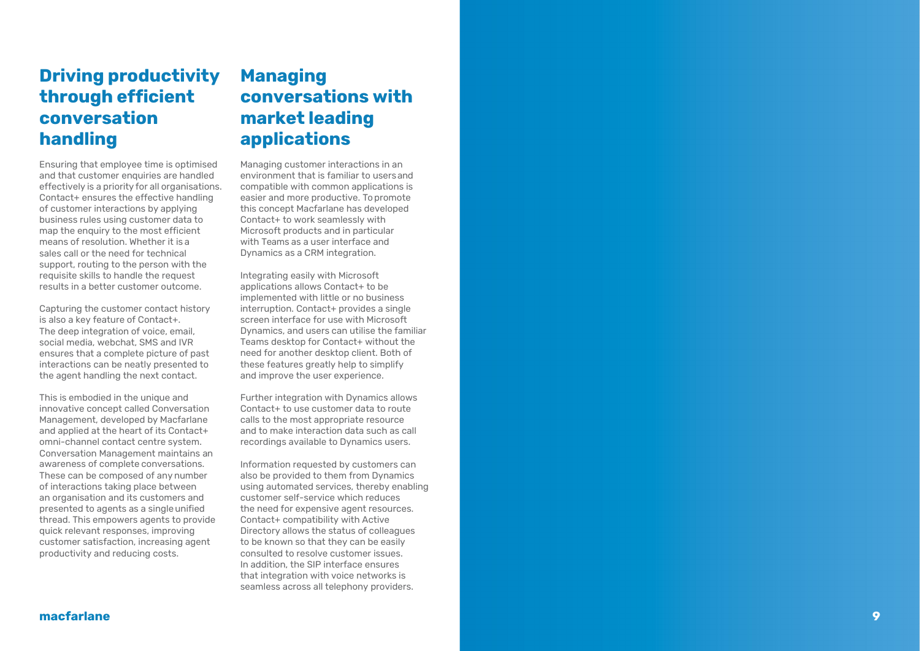## Driving productivity through efficient conversation handling

Ensuring that employee time is optimised and that customer enquiries are handled effectively is a priority for all organisations. Contact+ ensures the effective handling of customer interactions by applying business rules using customer data to map the enquiry to the most efficient means of resolution. Whether it is a sales call or the need for technical support, routing to the person with the requisite skills to handle the request results in a better customer outcome.

Capturing the customer contact history is also a key feature of Contact+. The deep integration of voice, email, social media, webchat, SMS and IVR ensures that a complete picture of past interactions can be neatly presented to the agent handling the next contact.

This is embodied in the unique and innovative concept called Conversation Management, developed by Macfarlane and applied at the heart of its Contact+ omni-channel contact centre system. Conversation Management maintains an awareness of complete conversations. These can be composed of any number of interactions taking place between an organisation and its customers and presented to agents as a single unified thread. This empowers agents to provide quick relevant responses, improving customer satisfaction, increasing agent productivity and reducing costs.

## Managing conversations with market leading applications

Managing customer interactions in an environment that is familiar to users and compatible with common applications is easier and more productive. To promote this concept Macfarlane has developed Contact+ to work seamlessly with Microsoft products and in particular with Teams as a user interface and Dynamics as a CRM integration.

Integrating easily with Microsoft applications allows Contact+ to be implemented with little or no business interruption. Contact+ provides a single screen interface for use with Microsoft Dynamics, and users can utilise the familiar Teams desktop for Contact+ without the need for another desktop client. Both of these features greatly help to simplify and improve the user experience.

Further integration with Dynamics allows Contact+ to use customer data to route calls to the most appropriate resource and to make interaction data such as call recordings available to Dynamics users.

Information requested by customers can also be provided to them from Dynamics using automated services, thereby enabling customer self-service which reduces the need for expensive agent resources. Contact+ compatibility with Active Directory allows the status of colleagues to be known so that they can be easily consulted to resolve customer issues. In addition, the SIP interface ensures that integration with voice networks is seamless across all telephony providers.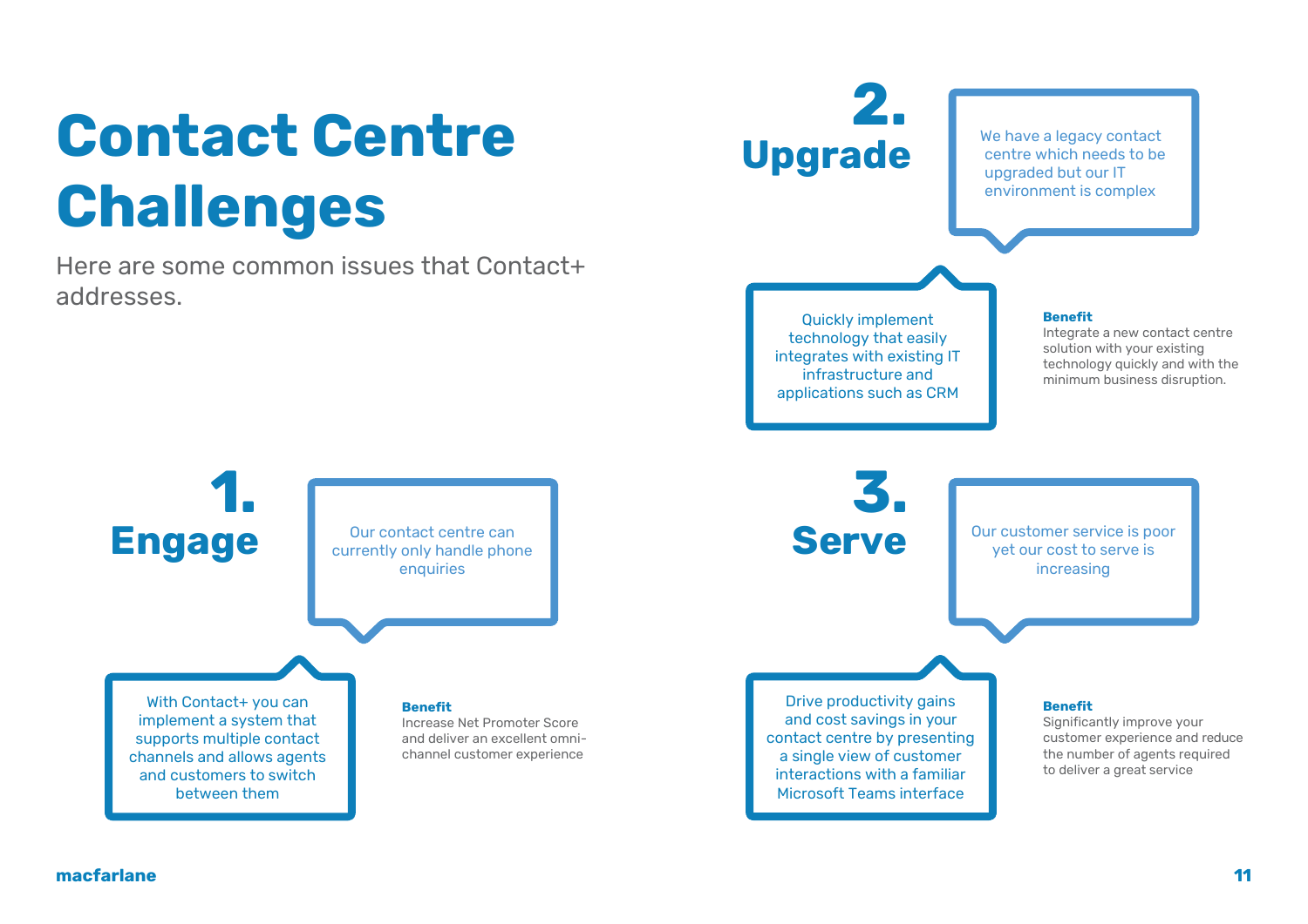# Contact Centre Challenges

Here are some common issues that Contact+ addresses.

## 1. Engage

Our contact centre can currently only handle phone enquiries

With Contact+ you can implement a system that supports multiple contact channels and allows agents and customers to switch between them

**Benefit**
Increase Net Promoter Score and deliver an excellent omni-channel customer experience

## 2. Upgrade

We have a legacy contact centre which needs to be upgraded but our IT environment is complex

Quickly implement technology that easily integrates with existing IT infrastructure and applications such as CRM

**Benefit**
Integrate a new contact centre solution with your existing technology quickly and with the minimum business disruption.

## 3. Serve

Our customer service is poor yet our cost to serve is increasing

Drive productivity gains and cost savings in your contact centre by presenting a single view of customer interactions with a familiar Microsoft Teams interface

**Benefit**
Significantly improve your customer experience and reduce the number of agents required to deliver a great service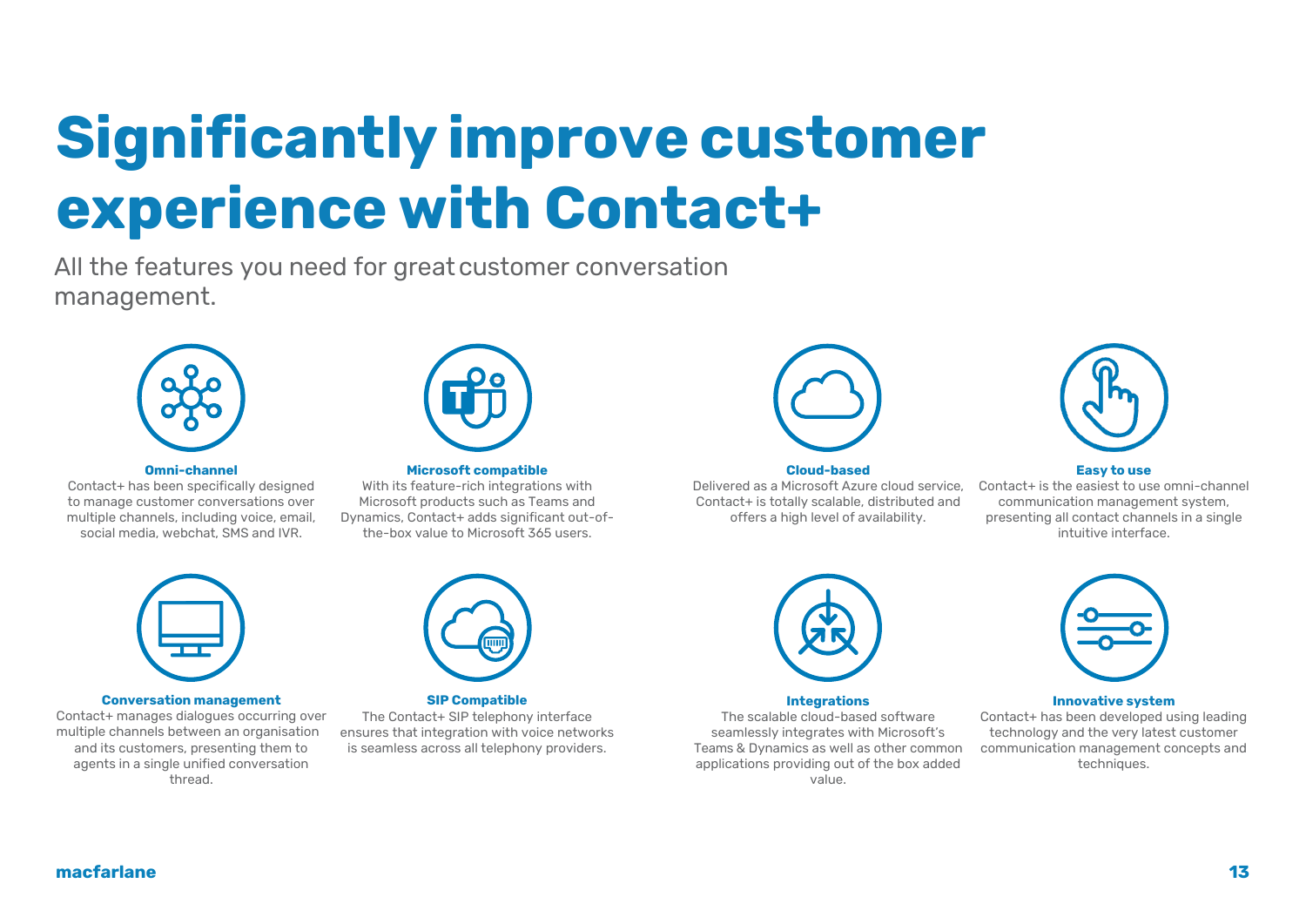# Significantly improve customer experience with Contact+

All the features you need for great customer conversation management.

### Omni-channel

Contact+ has been specifically designed to manage customer conversations over multiple channels, including voice, email, social media, webchat, SMS and IVR.

### Microsoft compatible

With its feature-rich integrations with Microsoft products such as Teams and Dynamics, Contact+ adds significant out-of-the-box value to Microsoft 365 users.

### Cloud-based

Delivered as a Microsoft Azure cloud service, Contact+ is totally scalable, distributed and offers a high level of availability.

### Easy to use

Contact+ is the easiest to use omni-channel communication management system, presenting all contact channels in a single intuitive interface.

### Conversation management

Contact+ manages dialogues occurring over multiple channels between an organisation and its customers, presenting them to agents in a single unified conversation thread.

### SIP Compatible

The Contact+ SIP telephony interface ensures that integration with voice networks is seamless across all telephony providers.

### Integrations

The scalable cloud-based software seamlessly integrates with Microsoft's Teams & Dynamics as well as other common applications providing out of the box added value.

### Innovative system

Contact+ has been developed using leading technology and the very latest customer communication management concepts and techniques.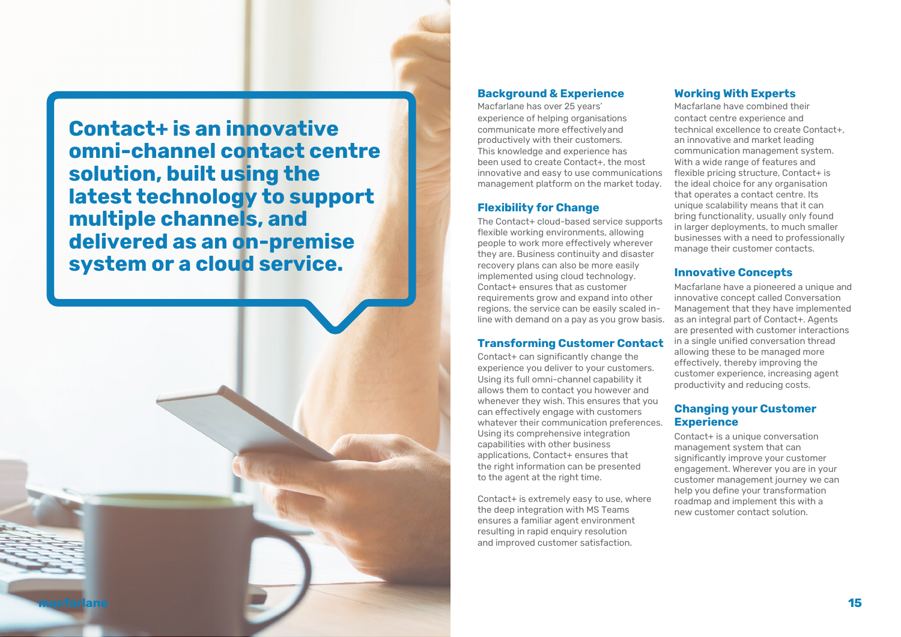**Contact+ is an innovative omni-channel contact centre solution, built using the latest technology to support multiple channels, and delivered as an on-premise system or a cloud service.**

## Background & Experience

Macfarlane has over 25 years' experience of helping organisations communicate more effectivelyand productively with their customers. This knowledge and experience has been used to create Contact+, the most innovative and easy to use communications management platform on the market today.

## Flexibility for Change

The Contact+ cloud-based service supports flexible working environments, allowing people to work more effectively wherever they are. Business continuity and disaster recovery plans can also be more easily implemented using cloud technology. Contact+ ensures that as customer requirements grow and expand into other regions, the service can be easily scaled in-line with demand on a pay as you grow basis.

## Transforming Customer Contact

Contact+ can significantly change the experience you deliver to your customers. Using its full omni-channel capability it allows them to contact you however and whenever they wish. This ensures that you can effectively engage with customers whatever their communication preferences. Using its comprehensive integration capabilities with other business applications, Contact+ ensures that the right information can be presented to the agent at the right time.

Contact+ is extremely easy to use, where the deep integration with MS Teams ensures a familiar agent environment resulting in rapid enquiry resolution and improved customer satisfaction.

## Working With Experts

Macfarlane have combined their contact centre experience and technical excellence to create Contact+, an innovative and market leading communication management system. With a wide range of features and flexible pricing structure, Contact+ is the ideal choice for any organisation that operates a contact centre. Its unique scalability means that it can bring functionality, usually only found in larger deployments, to much smaller businesses with a need to professionally manage their customer contacts.

## Innovative Concepts

Macfarlane have a pioneered a unique and innovative concept called Conversation Management that they have implemented as an integral part of Contact+. Agents are presented with customer interactions in a single unified conversation thread allowing these to be managed more effectively, thereby improving the customer experience, increasing agent productivity and reducing costs.

## Changing your Customer Experience

Contact+ is a unique conversation management system that can significantly improve your customer engagement. Wherever you are in your customer management journey we can help you define your transformation roadmap and implement this with a new customer contact solution.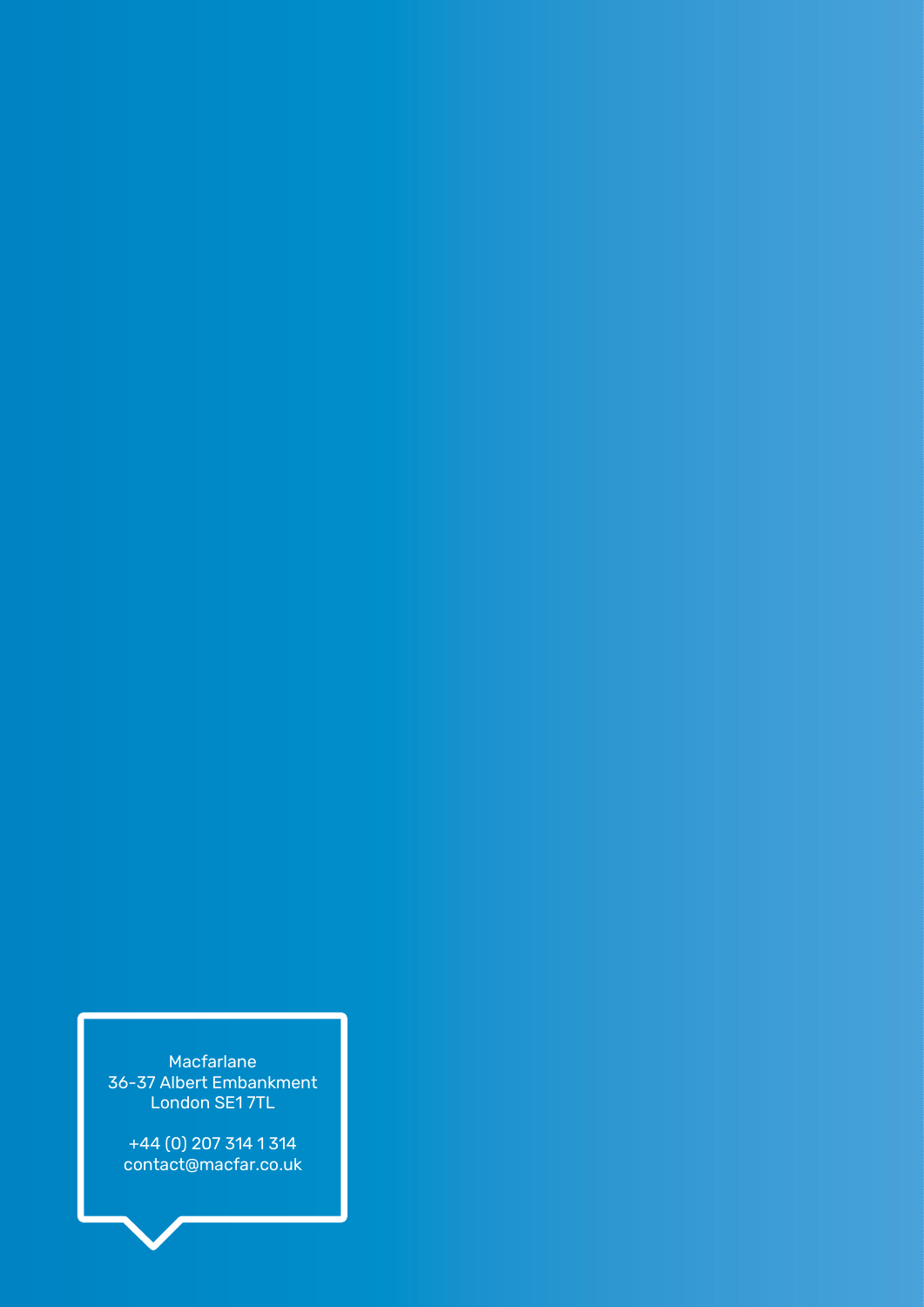Macfarlane
36-37 Albert Embankment
London SE1 7TL

+44 (0) 207 314 1 314
contact@macfar.co.uk